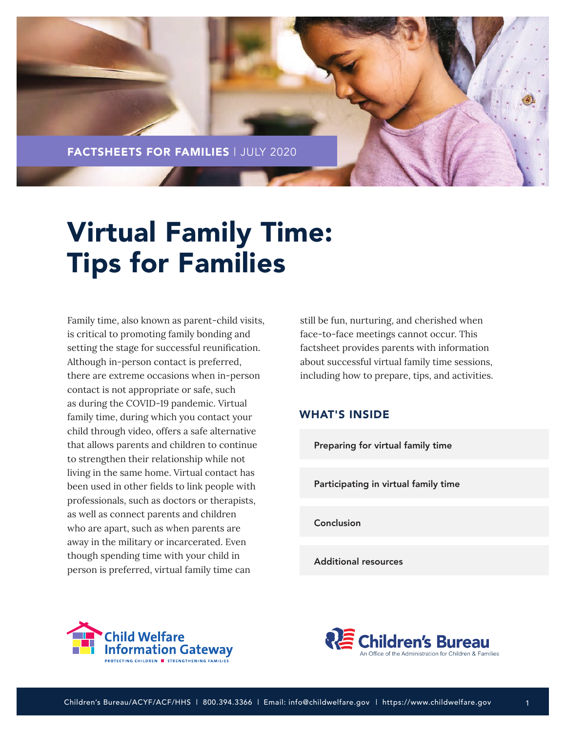FACTSHEETS FOR FAMILIES | JULY 2020

# Virtual Family Time: Tips for Families

Family time, also known as parent-child visits, is critical to promoting family bonding and setting the stage for successful reunification. Although in-person contact is preferred, there are extreme occasions when in-person contact is not appropriate or safe, such as during the COVID-19 pandemic. Virtual family time, during which you contact your child through video, offers a safe alternative that allows parents and children to continue to strengthen their relationship while not living in the same home. Virtual contact has been used in other fields to link people with professionals, such as doctors or therapists, as well as connect parents and children who are apart, such as when parents are away in the military or incarcerated. Even though spending time with your child in person is preferred, virtual family time can still be fun, nurturing, and cherished when face-to-face meetings cannot occur. This factsheet provides parents with information about successful virtual family time sessions, including how to prepare, tips, and activities.

## WHAT'S INSIDE

- Preparing for virtual family time
- Participating in virtual family time
- Conclusion
- Additional resources

Child Welfare Information Gateway — PROTECTING CHILDREN ■ STRENGTHENING FAMILIES

Children's Bureau — An Office of the Administration for Children & Families

Children's Bureau/ACYF/ACF/HHS | 800.394.3366 | Email: info@childwelfare.gov | https://www.childwelfare.gov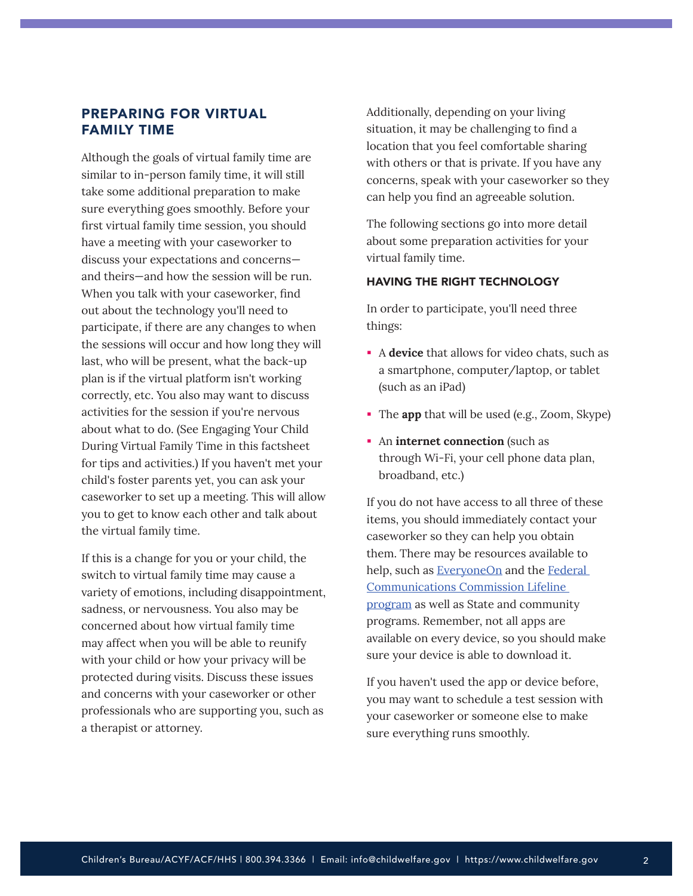## PREPARING FOR VIRTUAL FAMILY TIME

Although the goals of virtual family time are similar to in-person family time, it will still take some additional preparation to make sure everything goes smoothly. Before your first virtual family time session, you should have a meeting with your caseworker to discuss your expectations and concerns—and theirs—and how the session will be run. When you talk with your caseworker, find out about the technology you'll need to participate, if there are any changes to when the sessions will occur and how long they will last, who will be present, what the back-up plan is if the virtual platform isn't working correctly, etc. You also may want to discuss activities for the session if you're nervous about what to do. (See Engaging Your Child During Virtual Family Time in this factsheet for tips and activities.) If you haven't met your child's foster parents yet, you can ask your caseworker to set up a meeting. This will allow you to get to know each other and talk about the virtual family time.

If this is a change for you or your child, the switch to virtual family time may cause a variety of emotions, including disappointment, sadness, or nervousness. You also may be concerned about how virtual family time may affect when you will be able to reunify with your child or how your privacy will be protected during visits. Discuss these issues and concerns with your caseworker or other professionals who are supporting you, such as a therapist or attorney.

Additionally, depending on your living situation, it may be challenging to find a location that you feel comfortable sharing with others or that is private. If you have any concerns, speak with your caseworker so they can help you find an agreeable solution.

The following sections go into more detail about some preparation activities for your virtual family time.

### HAVING THE RIGHT TECHNOLOGY

In order to participate, you'll need three things:

- A **device** that allows for video chats, such as a smartphone, computer/laptop, or tablet (such as an iPad)
- The **app** that will be used (e.g., Zoom, Skype)
- An **internet connection** (such as through Wi-Fi, your cell phone data plan, broadband, etc.)

If you do not have access to all three of these items, you should immediately contact your caseworker so they can help you obtain them. There may be resources available to help, such as EveryoneOn and the Federal Communications Commission Lifeline program as well as State and community programs. Remember, not all apps are available on every device, so you should make sure your device is able to download it.

If you haven't used the app or device before, you may want to schedule a test session with your caseworker or someone else to make sure everything runs smoothly.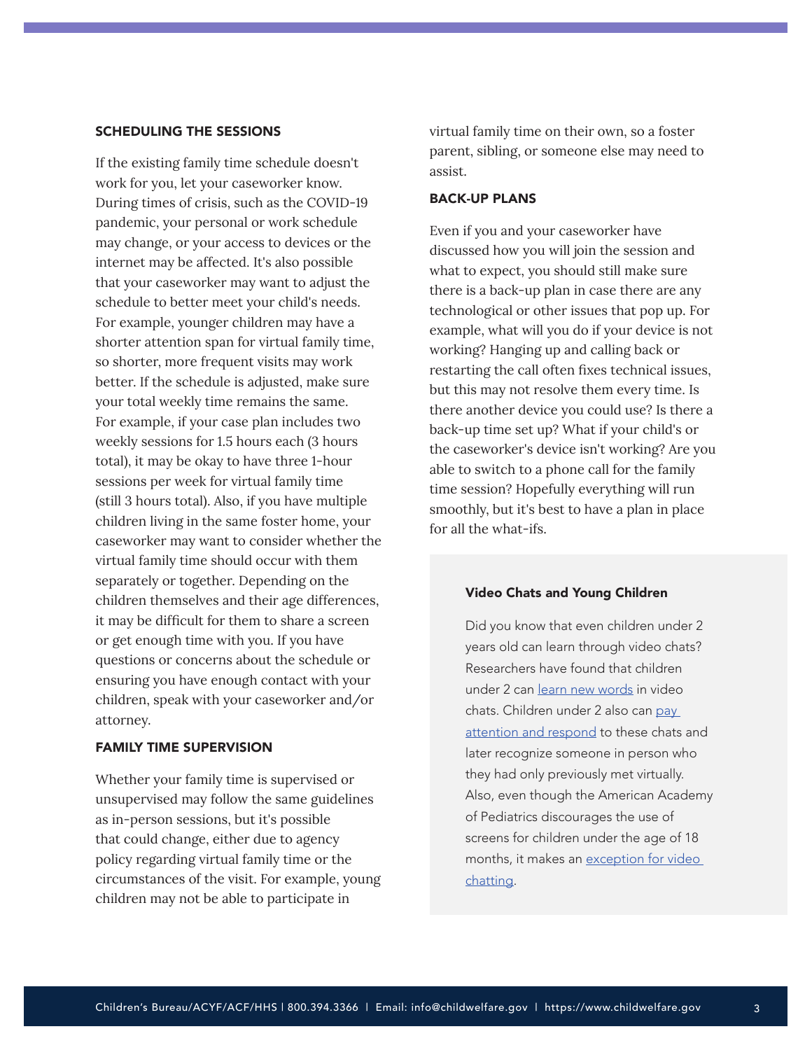### SCHEDULING THE SESSIONS

If the existing family time schedule doesn't work for you, let your caseworker know. During times of crisis, such as the COVID-19 pandemic, your personal or work schedule may change, or your access to devices or the internet may be affected. It's also possible that your caseworker may want to adjust the schedule to better meet your child's needs. For example, younger children may have a shorter attention span for virtual family time, so shorter, more frequent visits may work better. If the schedule is adjusted, make sure your total weekly time remains the same. For example, if your case plan includes two weekly sessions for 1.5 hours each (3 hours total), it may be okay to have three 1-hour sessions per week for virtual family time (still 3 hours total). Also, if you have multiple children living in the same foster home, your caseworker may want to consider whether the virtual family time should occur with them separately or together. Depending on the children themselves and their age differences, it may be difficult for them to share a screen or get enough time with you. If you have questions or concerns about the schedule or ensuring you have enough contact with your children, speak with your caseworker and/or attorney.

### FAMILY TIME SUPERVISION

Whether your family time is supervised or unsupervised may follow the same guidelines as in-person sessions, but it's possible that could change, either due to agency policy regarding virtual family time or the circumstances of the visit. For example, young children may not be able to participate in virtual family time on their own, so a foster parent, sibling, or someone else may need to assist.

### BACK-UP PLANS

Even if you and your caseworker have discussed how you will join the session and what to expect, you should still make sure there is a back-up plan in case there are any technological or other issues that pop up. For example, what will you do if your device is not working? Hanging up and calling back or restarting the call often fixes technical issues, but this may not resolve them every time. Is there another device you could use? Is there a back-up time set up? What if your child's or the caseworker's device isn't working? Are you able to switch to a phone call for the family time session? Hopefully everything will run smoothly, but it's best to have a plan in place for all the what-ifs.

#### Video Chats and Young Children

Did you know that even children under 2 years old can learn through video chats? Researchers have found that children under 2 can learn new words in video chats. Children under 2 also can pay attention and respond to these chats and later recognize someone in person who they had only previously met virtually. Also, even though the American Academy of Pediatrics discourages the use of screens for children under the age of 18 months, it makes an exception for video chatting.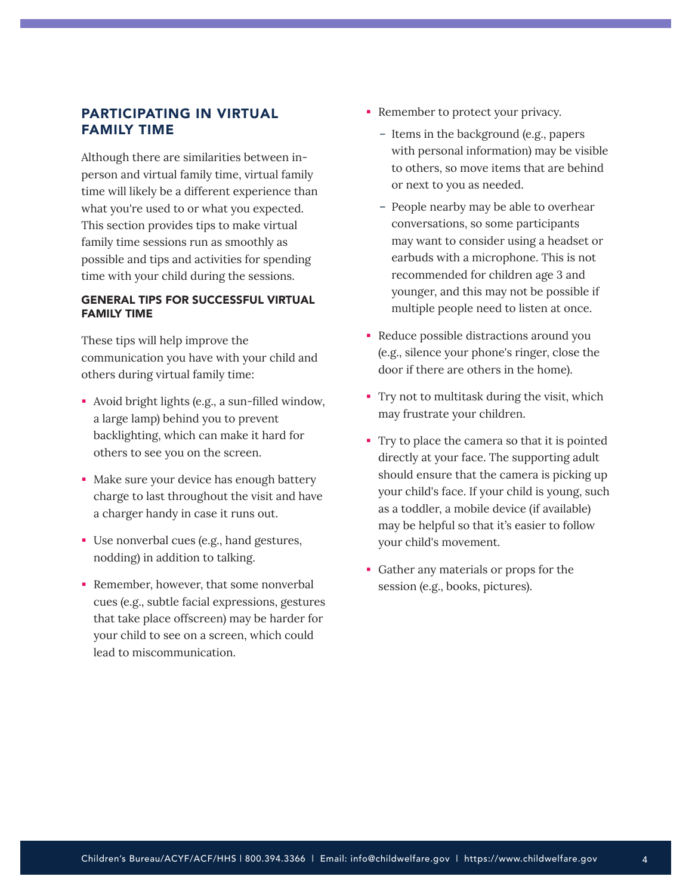## PARTICIPATING IN VIRTUAL FAMILY TIME

Although there are similarities between in-person and virtual family time, virtual family time will likely be a different experience than what you're used to or what you expected. This section provides tips to make virtual family time sessions run as smoothly as possible and tips and activities for spending time with your child during the sessions.

### GENERAL TIPS FOR SUCCESSFUL VIRTUAL FAMILY TIME

These tips will help improve the communication you have with your child and others during virtual family time:

- Avoid bright lights (e.g., a sun-filled window, a large lamp) behind you to prevent backlighting, which can make it hard for others to see you on the screen.
- Make sure your device has enough battery charge to last throughout the visit and have a charger handy in case it runs out.
- Use nonverbal cues (e.g., hand gestures, nodding) in addition to talking.
- Remember, however, that some nonverbal cues (e.g., subtle facial expressions, gestures that take place offscreen) may be harder for your child to see on a screen, which could lead to miscommunication.
- Remember to protect your privacy.
  - Items in the background (e.g., papers with personal information) may be visible to others, so move items that are behind or next to you as needed.
  - People nearby may be able to overhear conversations, so some participants may want to consider using a headset or earbuds with a microphone. This is not recommended for children age 3 and younger, and this may not be possible if multiple people need to listen at once.
- Reduce possible distractions around you (e.g., silence your phone's ringer, close the door if there are others in the home).
- Try not to multitask during the visit, which may frustrate your children.
- Try to place the camera so that it is pointed directly at your face. The supporting adult should ensure that the camera is picking up your child's face. If your child is young, such as a toddler, a mobile device (if available) may be helpful so that it's easier to follow your child's movement.
- Gather any materials or props for the session (e.g., books, pictures).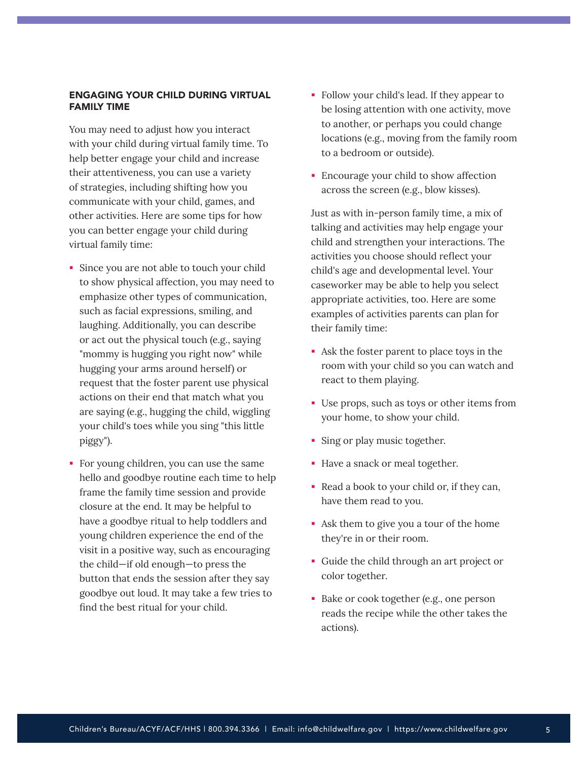## ENGAGING YOUR CHILD DURING VIRTUAL FAMILY TIME

You may need to adjust how you interact with your child during virtual family time. To help better engage your child and increase their attentiveness, you can use a variety of strategies, including shifting how you communicate with your child, games, and other activities. Here are some tips for how you can better engage your child during virtual family time:

- Since you are not able to touch your child to show physical affection, you may need to emphasize other types of communication, such as facial expressions, smiling, and laughing. Additionally, you can describe or act out the physical touch (e.g., saying "mommy is hugging you right now" while hugging your arms around herself) or request that the foster parent use physical actions on their end that match what you are saying (e.g., hugging the child, wiggling your child's toes while you sing "this little piggy").
- For young children, you can use the same hello and goodbye routine each time to help frame the family time session and provide closure at the end. It may be helpful to have a goodbye ritual to help toddlers and young children experience the end of the visit in a positive way, such as encouraging the child—if old enough—to press the button that ends the session after they say goodbye out loud. It may take a few tries to find the best ritual for your child.
- Follow your child's lead. If they appear to be losing attention with one activity, move to another, or perhaps you could change locations (e.g., moving from the family room to a bedroom or outside).
- Encourage your child to show affection across the screen (e.g., blow kisses).

Just as with in-person family time, a mix of talking and activities may help engage your child and strengthen your interactions. The activities you choose should reflect your child's age and developmental level. Your caseworker may be able to help you select appropriate activities, too. Here are some examples of activities parents can plan for their family time:

- Ask the foster parent to place toys in the room with your child so you can watch and react to them playing.
- Use props, such as toys or other items from your home, to show your child.
- Sing or play music together.
- Have a snack or meal together.
- Read a book to your child or, if they can, have them read to you.
- Ask them to give you a tour of the home they're in or their room.
- Guide the child through an art project or color together.
- Bake or cook together (e.g., one person reads the recipe while the other takes the actions).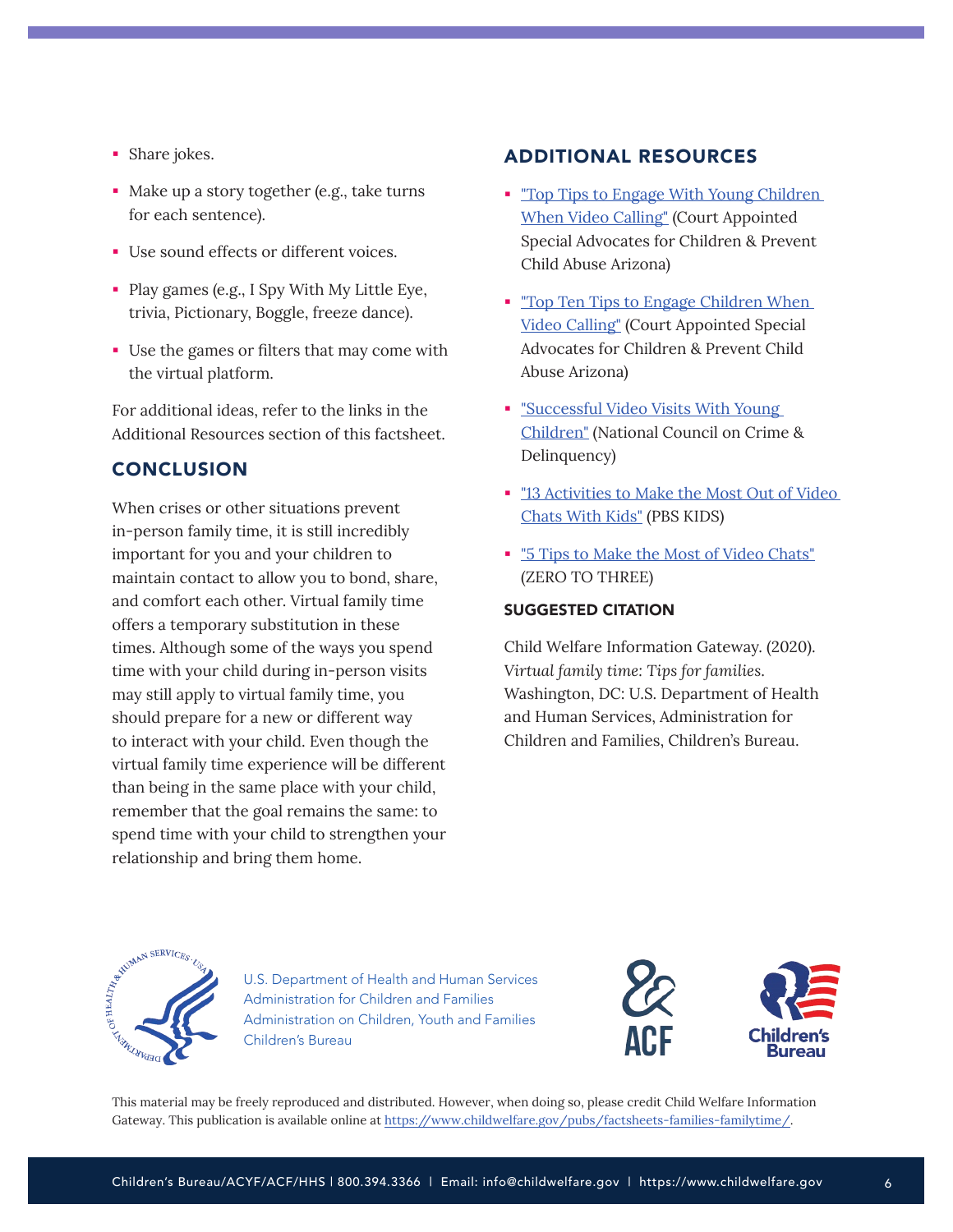- Share jokes.
- Make up a story together (e.g., take turns for each sentence).
- Use sound effects or different voices.
- Play games (e.g., I Spy With My Little Eye, trivia, Pictionary, Boggle, freeze dance).
- Use the games or filters that may come with the virtual platform.

For additional ideas, refer to the links in the Additional Resources section of this factsheet.

## CONCLUSION

When crises or other situations prevent in-person family time, it is still incredibly important for you and your children to maintain contact to allow you to bond, share, and comfort each other. Virtual family time offers a temporary substitution in these times. Although some of the ways you spend time with your child during in-person visits may still apply to virtual family time, you should prepare for a new or different way to interact with your child. Even though the virtual family time experience will be different than being in the same place with your child, remember that the goal remains the same: to spend time with your child to strengthen your relationship and bring them home.

## ADDITIONAL RESOURCES

- "Top Tips to Engage With Young Children When Video Calling" (Court Appointed Special Advocates for Children & Prevent Child Abuse Arizona)
- "Top Ten Tips to Engage Children When Video Calling" (Court Appointed Special Advocates for Children & Prevent Child Abuse Arizona)
- "Successful Video Visits With Young Children" (National Council on Crime & Delinquency)
- "13 Activities to Make the Most Out of Video Chats With Kids" (PBS KIDS)
- "5 Tips to Make the Most of Video Chats" (ZERO TO THREE)

### SUGGESTED CITATION

Child Welfare Information Gateway. (2020). *Virtual family time: Tips for families*. Washington, DC: U.S. Department of Health and Human Services, Administration for Children and Families, Children's Bureau.

U.S. Department of Health and Human Services
Administration for Children and Families
Administration on Children, Youth and Families
Children's Bureau

This material may be freely reproduced and distributed. However, when doing so, please credit Child Welfare Information Gateway. This publication is available online at https://www.childwelfare.gov/pubs/factsheets-families-familytime/.